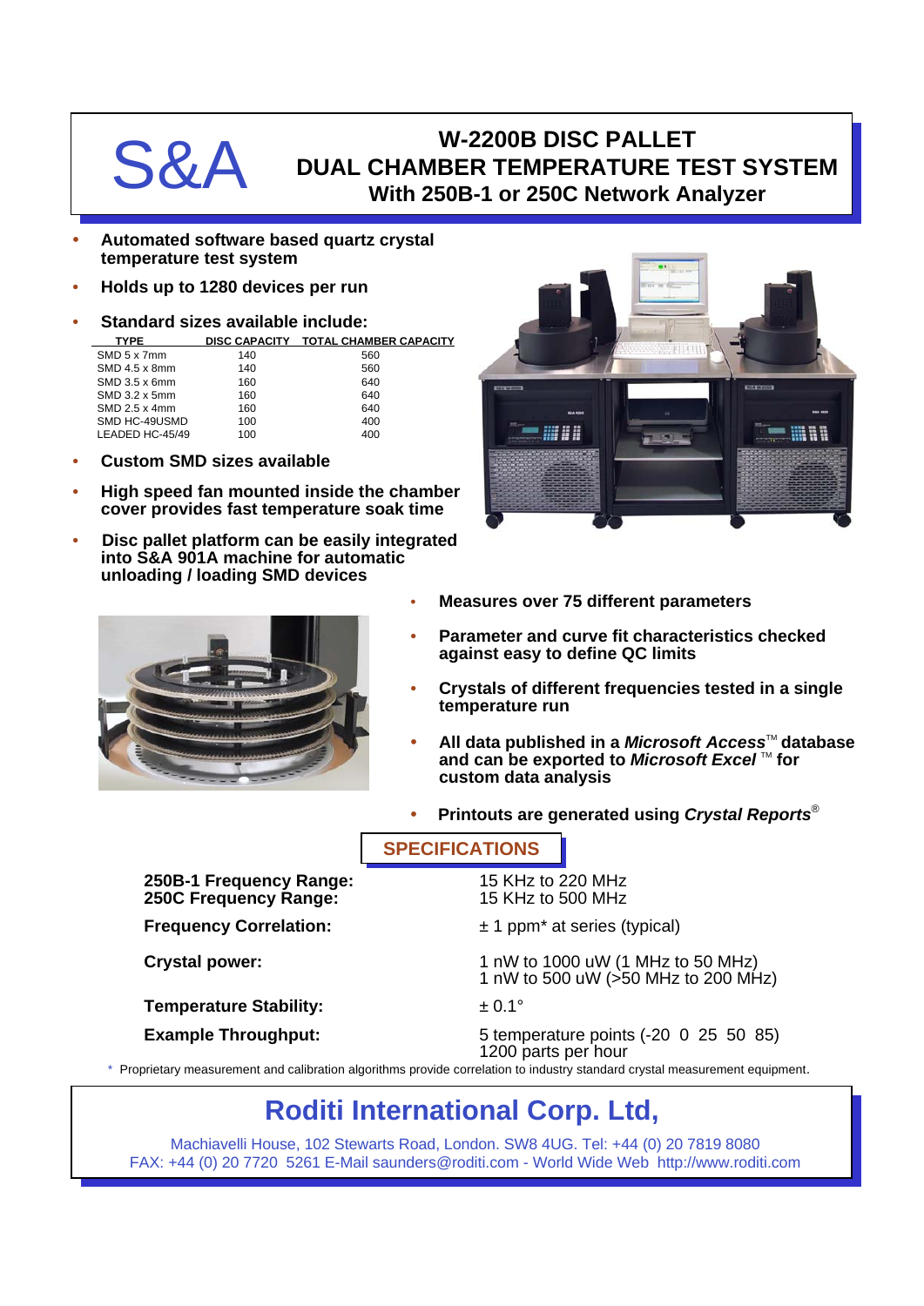S&A

# W-2200B DISC PALLET DUAL CHAMBER TEMPERATURE TEST SYSTEM With 250B-1 or 250C Network Analyzer

- **Automated software based quartz crystal temperature test system**
- **Holds up to 1280 devices per run**
- **Standard sizes available include:**

| TYPE | DISC CAPACITY | TOTAL CHAMBER CAPACITY |
|---|---|---|
| SMD 5 x 7mm | 140 | 560 |
| SMD 4.5 x 8mm | 140 | 560 |
| SMD 3.5 x 6mm | 160 | 640 |
| SMD 3.2 x 5mm | 160 | 640 |
| SMD 2.5 x 4mm | 160 | 640 |
| SMD HC-49USMD | 100 | 400 |
| LEADED HC-45/49 | 100 | 400 |

- **Custom SMD sizes available**
- **High speed fan mounted inside the chamber cover provides fast temperature soak time**
- **Disc pallet platform can be easily integrated into S&A 901A machine for automatic unloading / loading SMD devices**
- **Measures over 75 different parameters**
- **Parameter and curve fit characteristics checked against easy to define QC limits**
- **Crystals of different frequencies tested in a single temperature run**
- **All data published in a *Microsoft Access*™ database and can be exported to *Microsoft Excel* ™ for custom data analysis**
- **Printouts are generated using *Crystal Reports*®**

## SPECIFICATIONS

| | |
|---|---|
| **250B-1 Frequency Range:** | 15 KHz to 220 MHz |
| **250C Frequency Range:** | 15 KHz to 500 MHz |
| **Frequency Correlation:** | ± 1 ppm* at series (typical) |
| **Crystal power:** | 1 nW to 1000 uW (1 MHz to 50 MHz)<br>1 nW to 500 uW (>50 MHz to 200 MHz) |
| **Temperature Stability:** | ± 0.1° |
| **Example Throughput:** | 5 temperature points (-20 0 25 50 85)<br>1200 parts per hour |

\* Proprietary measurement and calibration algorithms provide correlation to industry standard crystal measurement equipment.

## Roditi International Corp. Ltd,

Machiavelli House, 102 Stewarts Road, London. SW8 4UG. Tel: +44 (0) 20 7819 8080
FAX: +44 (0) 20 7720 5261 E-Mail saunders@roditi.com - World Wide Web http://www.roditi.com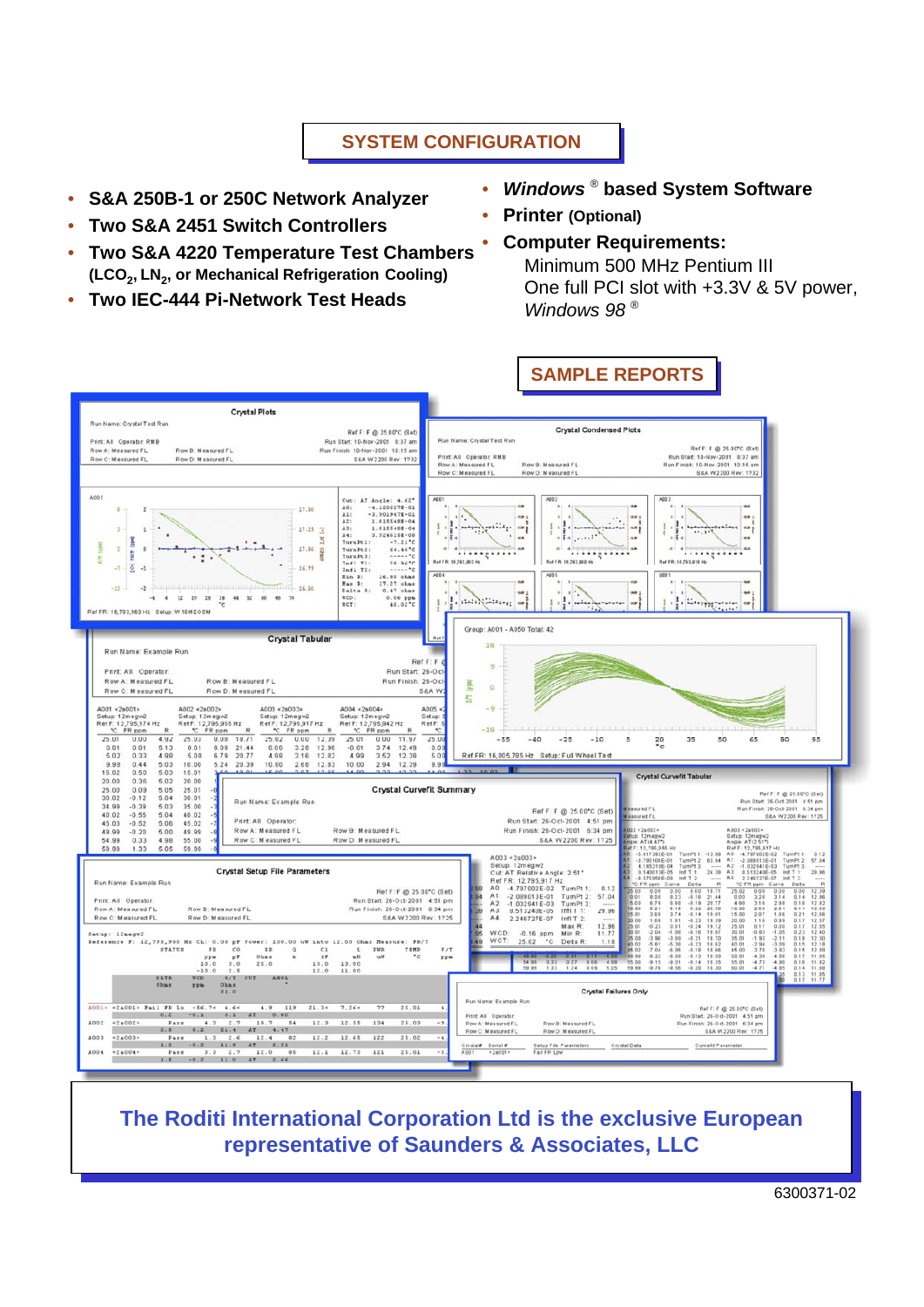## SYSTEM CONFIGURATION

- **S&A 250B-1 or 250C Network Analyzer**
- **Two S&A 2451 Switch Controllers**
- **Two S&A 4220 Temperature Test Chambers**
  **($LCO_2$, $LN_2$, or Mechanical Refrigeration Cooling)**
- **Two IEC-444 Pi-Network Test Heads**

- ***Windows*® based System Software**
- **Printer (Optional)**
- **Computer Requirements:**
  Minimum 500 MHz Pentium III
  One full PCI slot with +3.3V & 5V power,
  *Windows 98*®

## SAMPLE REPORTS

Crystal Plots

Crystal Condensed Plots

Crystal Tabular

Crystal Curvefit Summary

Crystal Curvefit Tabular

Crystal Setup File Parameters

Crystal Failures Only

**The Roditi International Corporation Ltd is the exclusive European representative of Saunders & Associates, LLC**

6300371-02